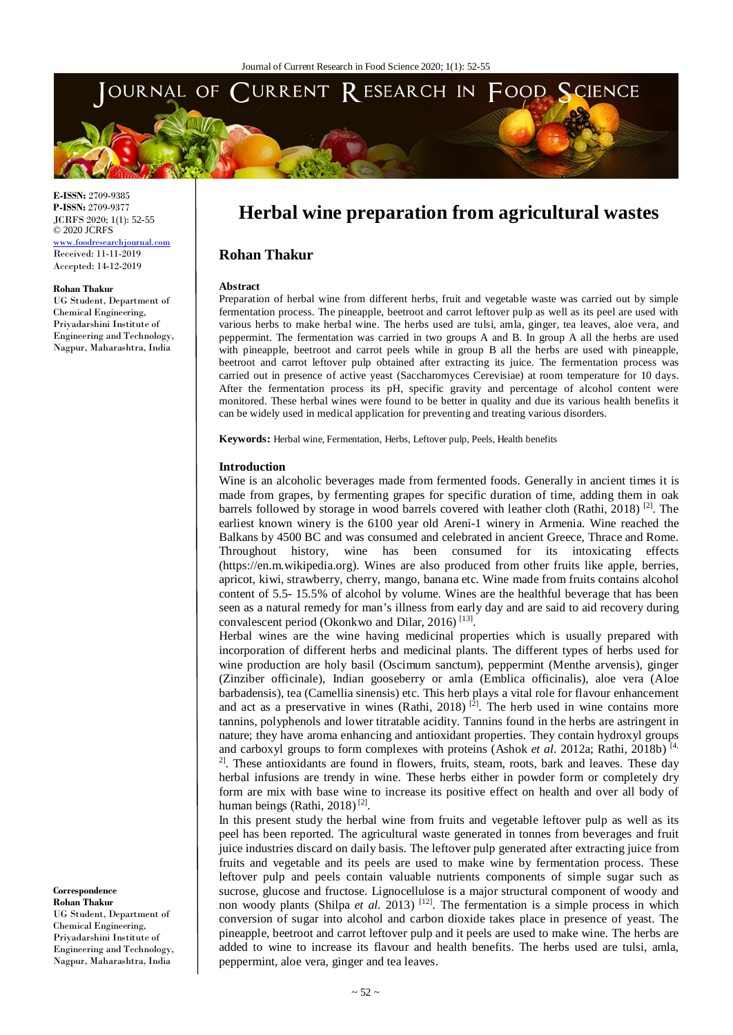**E-ISSN:** 2709-9385
**P-ISSN:** 2709-9377
JCRFS 2020; 1(1): 52-55
© 2020 JCRFS
www.foodresearchjournal.com
Received: 11-11-2019
Accepted: 14-12-2019

**Rohan Thakur**
UG Student, Department of Chemical Engineering, Priyadarshini Institute of Engineering and Technology, Nagpur, Maharashtra, India

**Correspondence**
**Rohan Thakur**
UG Student, Department of Chemical Engineering, Priyadarshini Institute of Engineering and Technology, Nagpur, Maharashtra, India

# Herbal wine preparation from agricultural wastes

## Rohan Thakur

### Abstract

Preparation of herbal wine from different herbs, fruit and vegetable waste was carried out by simple fermentation process. The pineapple, beetroot and carrot leftover pulp as well as its peel are used with various herbs to make herbal wine. The herbs used are tulsi, amla, ginger, tea leaves, aloe vera, and peppermint. The fermentation was carried in two groups A and B. In group A all the herbs are used with pineapple, beetroot and carrot peels while in group B all the herbs are used with pineapple, beetroot and carrot leftover pulp obtained after extracting its juice. The fermentation process was carried out in presence of active yeast (Saccharomyces Cerevisiae) at room temperature for 10 days. After the fermentation process its pH, specific gravity and percentage of alcohol content were monitored. These herbal wines were found to be better in quality and due its various health benefits it can be widely used in medical application for preventing and treating various disorders.

**Keywords:** Herbal wine, Fermentation, Herbs, Leftover pulp, Peels, Health benefits

### Introduction

Wine is an alcoholic beverages made from fermented foods. Generally in ancient times it is made from grapes, by fermenting grapes for specific duration of time, adding them in oak barrels followed by storage in wood barrels covered with leather cloth (Rathi, 2018) [2]. The earliest known winery is the 6100 year old Areni-1 winery in Armenia. Wine reached the Balkans by 4500 BC and was consumed and celebrated in ancient Greece, Thrace and Rome. Throughout history, wine has been consumed for its intoxicating effects (https://en.m.wikipedia.org). Wines are also produced from other fruits like apple, berries, apricot, kiwi, strawberry, cherry, mango, banana etc. Wine made from fruits contains alcohol content of 5.5- 15.5% of alcohol by volume. Wines are the healthful beverage that has been seen as a natural remedy for man's illness from early day and are said to aid recovery during convalescent period (Okonkwo and Dilar, 2016) [13].

Herbal wines are the wine having medicinal properties which is usually prepared with incorporation of different herbs and medicinal plants. The different types of herbs used for wine production are holy basil (Oscimum sanctum), peppermint (Menthe arvensis), ginger (Zinziber officinale), Indian gooseberry or amla (Emblica officinalis), aloe vera (Aloe barbadensis), tea (Camellia sinensis) etc. This herb plays a vital role for flavour enhancement and act as a preservative in wines (Rathi, 2018) [2]. The herb used in wine contains more tannins, polyphenols and lower titratable acidity. Tannins found in the herbs are astringent in nature; they have aroma enhancing and antioxidant properties. They contain hydroxyl groups and carboxyl groups to form complexes with proteins (Ashok *et al.* 2012a; Rathi, 2018b) [4, 2]. These antioxidants are found in flowers, fruits, steam, roots, bark and leaves. These day herbal infusions are trendy in wine. These herbs either in powder form or completely dry form are mix with base wine to increase its positive effect on health and over all body of human beings (Rathi, 2018) [2].

In this present study the herbal wine from fruits and vegetable leftover pulp as well as its peel has been reported. The agricultural waste generated in tonnes from beverages and fruit juice industries discard on daily basis. The leftover pulp generated after extracting juice from fruits and vegetable and its peels are used to make wine by fermentation process. These leftover pulp and peels contain valuable nutrients components of simple sugar such as sucrose, glucose and fructose. Lignocellulose is a major structural component of woody and non woody plants (Shilpa *et al.* 2013) [12]. The fermentation is a simple process in which conversion of sugar into alcohol and carbon dioxide takes place in presence of yeast. The pineapple, beetroot and carrot leftover pulp and it peels are used to make wine. The herbs are added to wine to increase its flavour and health benefits. The herbs used are tulsi, amla, peppermint, aloe vera, ginger and tea leaves.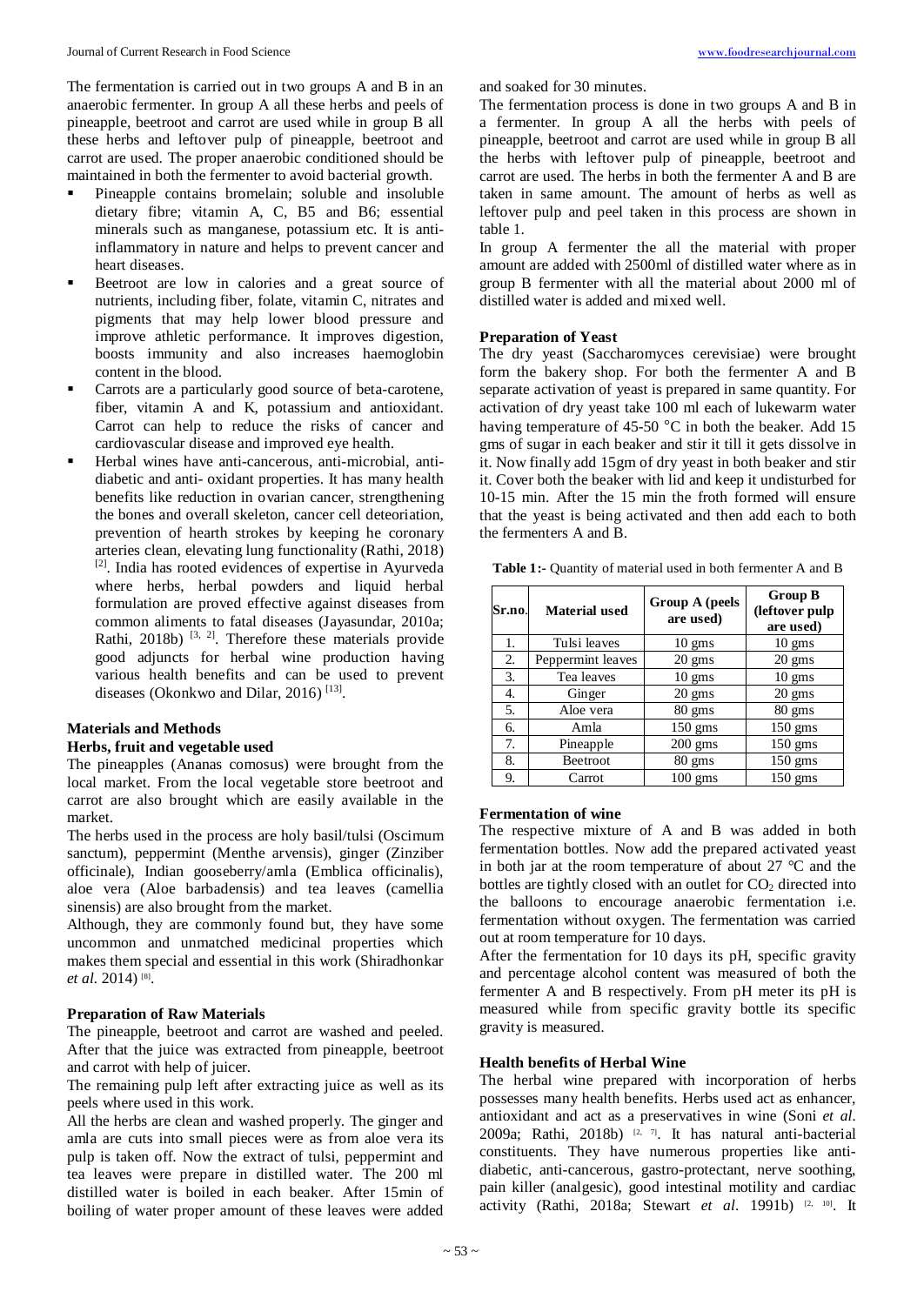The fermentation is carried out in two groups A and B in an anaerobic fermenter. In group A all these herbs and peels of pineapple, beetroot and carrot are used while in group B all these herbs and leftover pulp of pineapple, beetroot and carrot are used. The proper anaerobic conditioned should be maintained in both the fermenter to avoid bacterial growth.

- Pineapple contains bromelain; soluble and insoluble dietary fibre; vitamin A, C, B5 and B6; essential minerals such as manganese, potassium etc. It is anti-inflammatory in nature and helps to prevent cancer and heart diseases.
- Beetroot are low in calories and a great source of nutrients, including fiber, folate, vitamin C, nitrates and pigments that may help lower blood pressure and improve athletic performance. It improves digestion, boosts immunity and also increases haemoglobin content in the blood.
- Carrots are a particularly good source of beta-carotene, fiber, vitamin A and K, potassium and antioxidant. Carrot can help to reduce the risks of cancer and cardiovascular disease and improved eye health.
- Herbal wines have anti-cancerous, anti-microbial, anti-diabetic and anti- oxidant properties. It has many health benefits like reduction in ovarian cancer, strengthening the bones and overall skeleton, cancer cell deteoriation, prevention of hearth strokes by keeping he coronary arteries clean, elevating lung functionality (Rathi, 2018) [2]. India has rooted evidences of expertise in Ayurveda where herbs, herbal powders and liquid herbal formulation are proved effective against diseases from common aliments to fatal diseases (Jayasundar, 2010a; Rathi, 2018b) [3, 2]. Therefore these materials provide good adjuncts for herbal wine production having various health benefits and can be used to prevent diseases (Okonkwo and Dilar, 2016) [13].

## Materials and Methods

### Herbs, fruit and vegetable used

The pineapples (Ananas comosus) were brought from the local market. From the local vegetable store beetroot and carrot are also brought which are easily available in the market.

The herbs used in the process are holy basil/tulsi (Oscimum sanctum), peppermint (Menthe arvensis), ginger (Zinziber officinale), Indian gooseberry/amla (Emblica officinalis), aloe vera (Aloe barbadensis) and tea leaves (camellia sinensis) are also brought from the market.

Although, they are commonly found but, they have some uncommon and unmatched medicinal properties which makes them special and essential in this work (Shiradhonkar *et al.* 2014) [8].

### Preparation of Raw Materials

The pineapple, beetroot and carrot are washed and peeled. After that the juice was extracted from pineapple, beetroot and carrot with help of juicer.

The remaining pulp left after extracting juice as well as its peels where used in this work.

All the herbs are clean and washed properly. The ginger and amla are cuts into small pieces were as from aloe vera its pulp is taken off. Now the extract of tulsi, peppermint and tea leaves were prepare in distilled water. The 200 ml distilled water is boiled in each beaker. After 15min of boiling of water proper amount of these leaves were added and soaked for 30 minutes.

The fermentation process is done in two groups A and B in a fermenter. In group A all the herbs with peels of pineapple, beetroot and carrot are used while in group B all the herbs with leftover pulp of pineapple, beetroot and carrot are used. The herbs in both the fermenter A and B are taken in same amount. The amount of herbs as well as leftover pulp and peel taken in this process are shown in table 1.

In group A fermenter the all the material with proper amount are added with 2500ml of distilled water where as in group B fermenter with all the material about 2000 ml of distilled water is added and mixed well.

### Preparation of Yeast

The dry yeast (Saccharomyces cerevisiae) were brought form the bakery shop. For both the fermenter A and B separate activation of yeast is prepared in same quantity. For activation of dry yeast take 100 ml each of lukewarm water having temperature of 45-50 °C in both the beaker. Add 15 gms of sugar in each beaker and stir it till it gets dissolve in it. Now finally add 15gm of dry yeast in both beaker and stir it. Cover both the beaker with lid and keep it undisturbed for 10-15 min. After the 15 min the froth formed will ensure that the yeast is being activated and then add each to both the fermenters A and B.

**Table 1:-** Quantity of material used in both fermenter A and B

| Sr.no. | Material used | Group A (peels are used) | Group B (leftover pulp are used) |
|---|---|---|---|
| 1. | Tulsi leaves | 10 gms | 10 gms |
| 2. | Peppermint leaves | 20 gms | 20 gms |
| 3. | Tea leaves | 10 gms | 10 gms |
| 4. | Ginger | 20 gms | 20 gms |
| 5. | Aloe vera | 80 gms | 80 gms |
| 6. | Amla | 150 gms | 150 gms |
| 7. | Pineapple | 200 gms | 150 gms |
| 8. | Beetroot | 80 gms | 150 gms |
| 9. | Carrot | 100 gms | 150 gms |

### Fermentation of wine

The respective mixture of A and B was added in both fermentation bottles. Now add the prepared activated yeast in both jar at the room temperature of about 27 ℃ and the bottles are tightly closed with an outlet for $CO_2$ directed into the balloons to encourage anaerobic fermentation i.e. fermentation without oxygen. The fermentation was carried out at room temperature for 10 days.

After the fermentation for 10 days its pH, specific gravity and percentage alcohol content was measured of both the fermenter A and B respectively. From pH meter its pH is measured while from specific gravity bottle its specific gravity is measured.

### Health benefits of Herbal Wine

The herbal wine prepared with incorporation of herbs possesses many health benefits. Herbs used act as enhancer, antioxidant and act as a preservatives in wine (Soni *et al.* 2009a; Rathi, 2018b) [2, 7]. It has natural anti-bacterial constituents. They have numerous properties like anti-diabetic, anti-cancerous, gastro-protectant, nerve soothing, pain killer (analgesic), good intestinal motility and cardiac activity (Rathi, 2018a; Stewart *et al.* 1991b) [2, 10]. It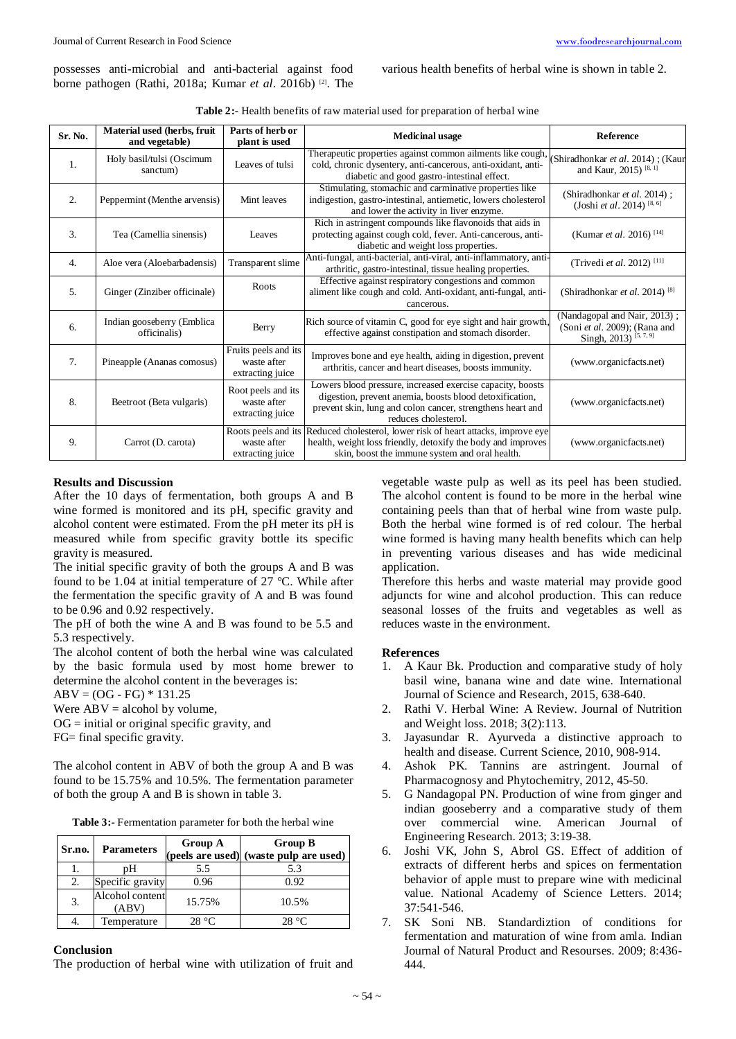possesses anti-microbial and anti-bacterial against food borne pathogen (Rathi, 2018a; Kumar *et al*. 2016b) [2]. The various health benefits of herbal wine is shown in table 2.

**Table 2:-** Health benefits of raw material used for preparation of herbal wine

| Sr. No. | Material used (herbs, fruit and vegetable) | Parts of herb or plant is used | Medicinal usage | Reference |
|---|---|---|---|---|
| 1. | Holy basil/tulsi (Oscimum sanctum) | Leaves of tulsi | Therapeutic properties against common ailments like cough, cold, chronic dysentery, anti-cancerous, anti-oxidant, anti-diabetic and good gastro-intestinal effect. | (Shiradhonkar *et al*. 2014) ; (Kaur and Kaur, 2015) [8, 1] |
| 2. | Peppermint (Menthe arvensis) | Mint leaves | Stimulating, stomachic and carminative properties like indigestion, gastro-intestinal, antiemetic, lowers cholesterol and lower the activity in liver enzyme. | (Shiradhonkar *et al*. 2014) ; (Joshi *et al*. 2014) [8, 6] |
| 3. | Tea (Camellia sinensis) | Leaves | Rich in astringent compounds like flavonoids that aids in protecting against cough cold, fever. Anti-cancerous, anti-diabetic and weight loss properties. | (Kumar *et al*. 2016) [14] |
| 4. | Aloe vera (Aloebarbadensis) | Transparent slime | Anti-fungal, anti-bacterial, anti-viral, anti-inflammatory, anti-arthritic, gastro-intestinal, tissue healing properties. | (Trivedi *et al*. 2012) [11] |
| 5. | Ginger (Zinziber officinale) | Roots | Effective against respiratory congestions and common aliment like cough and cold. Anti-oxidant, anti-fungal, anti-cancerous. | (Shiradhonkar *et al*. 2014) [8] |
| 6. | Indian gooseberry (Emblica officinalis) | Berry | Rich source of vitamin C, good for eye sight and hair growth, effective against constipation and stomach disorder. | (Nandagopal and Nair, 2013) ; (Soni *et al*. 2009); (Rana and Singh, 2013) [5, 7, 9] |
| 7. | Pineapple (Ananas comosus) | Fruits peels and its waste after extracting juice | Improves bone and eye health, aiding in digestion, prevent arthritis, cancer and heart diseases, boosts immunity. | (www.organicfacts.net) |
| 8. | Beetroot (Beta vulgaris) | Root peels and its waste after extracting juice | Lowers blood pressure, increased exercise capacity, boosts digestion, prevent anemia, boosts blood detoxification, prevent skin, lung and colon cancer, strengthens heart and reduces cholesterol. | (www.organicfacts.net) |
| 9. | Carrot (D. carota) | Roots peels and its waste after extracting juice | Reduced cholesterol, lower risk of heart attacks, improve eye health, weight loss friendly, detoxify the body and improves skin, boost the immune system and oral health. | (www.organicfacts.net) |

## Results and Discussion

After the 10 days of fermentation, both groups A and B wine formed is monitored and its pH, specific gravity and alcohol content were estimated. From the pH meter its pH is measured while from specific gravity bottle its specific gravity is measured.

The initial specific gravity of both the groups A and B was found to be 1.04 at initial temperature of 27 ℃. While after the fermentation the specific gravity of A and B was found to be 0.96 and 0.92 respectively.

The pH of both the wine A and B was found to be 5.5 and 5.3 respectively.

The alcohol content of both the herbal wine was calculated by the basic formula used by most home brewer to determine the alcohol content in the beverages is:

$$ABV = (OG - FG) * 131.25$$

Were ABV = alcohol by volume,

OG = initial or original specific gravity, and

FG= final specific gravity.

The alcohol content in ABV of both the group A and B was found to be 15.75% and 10.5%. The fermentation parameter of both the group A and B is shown in table 3.

**Table 3:-** Fermentation parameter for both the herbal wine

| Sr.no. | Parameters | Group A (peels are used) | Group B (waste pulp are used) |
|---|---|---|---|
| 1. | pH | 5.5 | 5.3 |
| 2. | Specific gravity | 0.96 | 0.92 |
| 3. | Alcohol content (ABV) | 15.75% | 10.5% |
| 4. | Temperature | 28 °C | 28 °C |

## Conclusion

The production of herbal wine with utilization of fruit and vegetable waste pulp as well as its peel has been studied. The alcohol content is found to be more in the herbal wine containing peels than that of herbal wine from waste pulp. Both the herbal wine formed is of red colour. The herbal wine formed is having many health benefits which can help in preventing various diseases and has wide medicinal application.

Therefore this herbs and waste material may provide good adjuncts for wine and alcohol production. This can reduce seasonal losses of the fruits and vegetables as well as reduces waste in the environment.

## References

1. A Kaur Bk. Production and comparative study of holy basil wine, banana wine and date wine. International Journal of Science and Research, 2015, 638-640.
2. Rathi V. Herbal Wine: A Review. Journal of Nutrition and Weight loss. 2018; 3(2):113.
3. Jayasundar R. Ayurveda a distinctive approach to health and disease. Current Science, 2010, 908-914.
4. Ashok PK. Tannins are astringent. Journal of Pharmacognosy and Phytochemitry, 2012, 45-50.
5. G Nandagopal PN. Production of wine from ginger and indian gooseberry and a comparative study of them over commercial wine. American Journal of Engineering Research. 2013; 3:19-38.
6. Joshi VK, John S, Abrol GS. Effect of addition of extracts of different herbs and spices on fermentation behavior of apple must to prepare wine with medicinal value. National Academy of Science Letters. 2014; 37:541-546.
7. SK Soni NB. Standardiztion of conditions for fermentation and maturation of wine from amla. Indian Journal of Natural Product and Resourses. 2009; 8:436-444.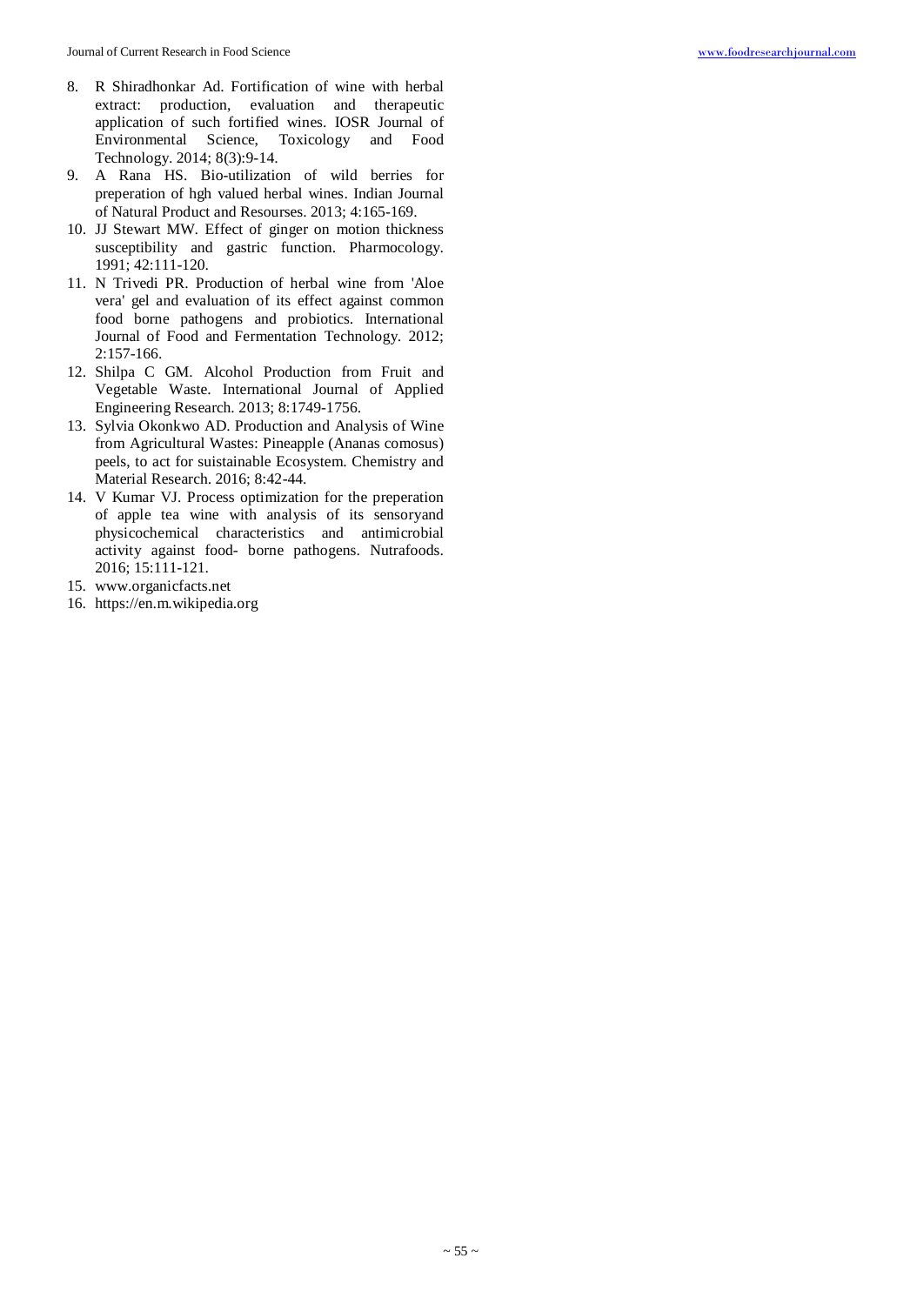8. R Shiradhonkar Ad. Fortification of wine with herbal extract: production, evaluation and therapeutic application of such fortified wines. IOSR Journal of Environmental Science, Toxicology and Food Technology. 2014; 8(3):9-14.
9. A Rana HS. Bio-utilization of wild berries for preperation of hgh valued herbal wines. Indian Journal of Natural Product and Resourses. 2013; 4:165-169.
10. JJ Stewart MW. Effect of ginger on motion thickness susceptibility and gastric function. Pharmocology. 1991; 42:111-120.
11. N Trivedi PR. Production of herbal wine from 'Aloe vera' gel and evaluation of its effect against common food borne pathogens and probiotics. International Journal of Food and Fermentation Technology. 2012; 2:157-166.
12. Shilpa C GM. Alcohol Production from Fruit and Vegetable Waste. International Journal of Applied Engineering Research. 2013; 8:1749-1756.
13. Sylvia Okonkwo AD. Production and Analysis of Wine from Agricultural Wastes: Pineapple (Ananas comosus) peels, to act for suistainable Ecosystem. Chemistry and Material Research. 2016; 8:42-44.
14. V Kumar VJ. Process optimization for the preperation of apple tea wine with analysis of its sensoryand physicochemical characteristics and antimicrobial activity against food- borne pathogens. Nutrafoods. 2016; 15:111-121.
15. www.organicfacts.net
16. https://en.m.wikipedia.org